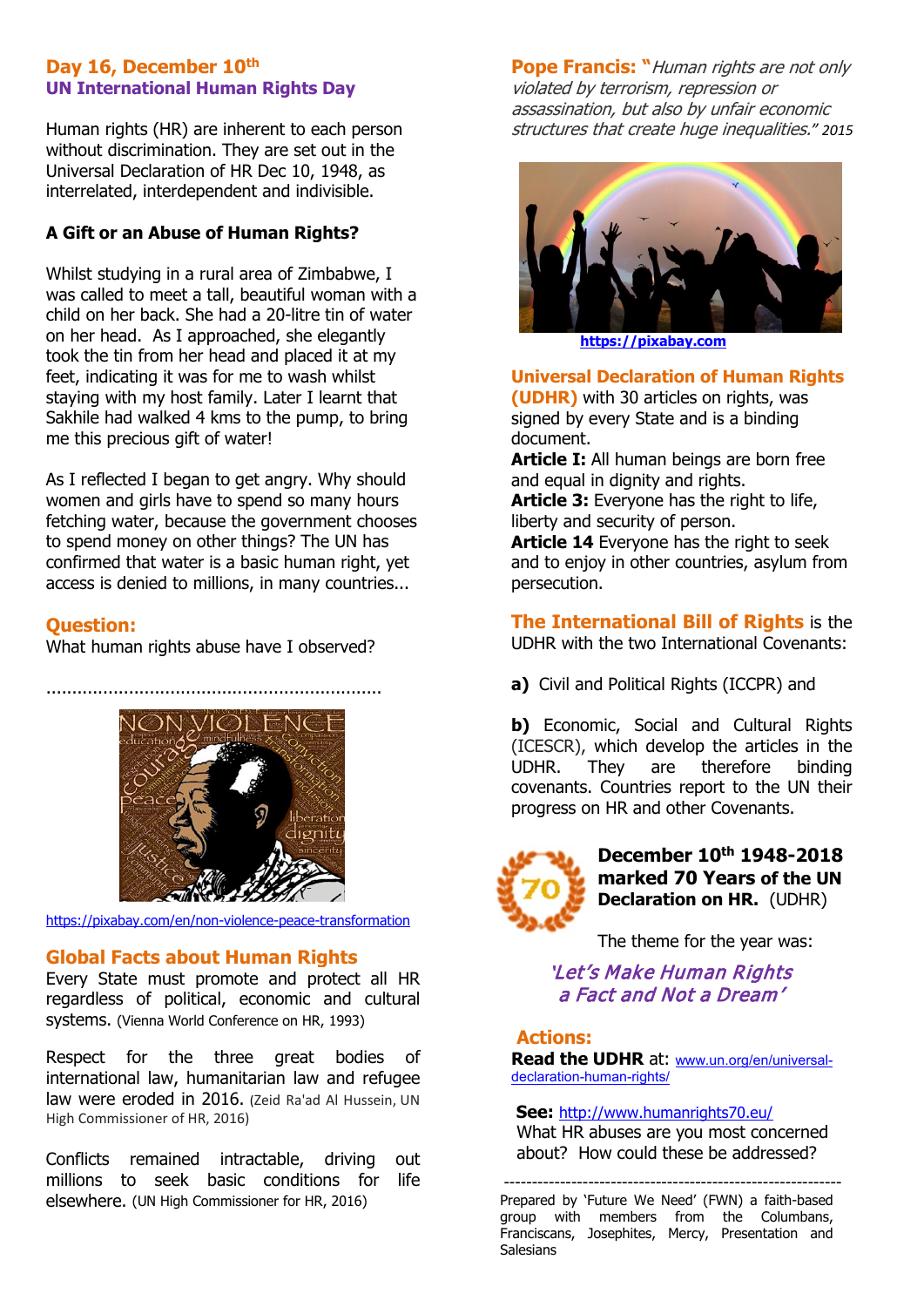## Day 16, December 10th
### UN International Human Rights Day

Human rights (HR) are inherent to each person without discrimination. They are set out in the Universal Declaration of HR Dec 10, 1948, as interrelated, interdependent and indivisible.

**A Gift or an Abuse of Human Rights?**

Whilst studying in a rural area of Zimbabwe, I was called to meet a tall, beautiful woman with a child on her back. She had a 20-litre tin of water on her head. As I approached, she elegantly took the tin from her head and placed it at my feet, indicating it was for me to wash whilst staying with my host family. Later I learnt that Sakhile had walked 4 kms to the pump, to bring me this precious gift of water!

As I reflected I began to get angry. Why should women and girls have to spend so many hours fetching water, because the government chooses to spend money on other things? The UN has confirmed that water is a basic human right, yet access is denied to millions, in many countries...

**Question:**
What human rights abuse have I observed?

..................................................................

https://pixabay.com/en/non-violence-peace-transformation

**Global Facts about Human Rights**

Every State must promote and protect all HR regardless of political, economic and cultural systems. (Vienna World Conference on HR, 1993)

Respect for the three great bodies of international law, humanitarian law and refugee law were eroded in 2016. (Zeid Ra'ad Al Hussein, UN High Commissioner of HR, 2016)

Conflicts remained intractable, driving out millions to seek basic conditions for life elsewhere. (UN High Commissioner for HR, 2016)

**Pope Francis:** "*Human rights are not only violated by terrorism, repression or assassination, but also by unfair economic structures that create huge inequalities.*" *2015*

https://pixabay.com

**Universal Declaration of Human Rights (UDHR)** with 30 articles on rights, was signed by every State and is a binding document.
**Article I:** All human beings are born free and equal in dignity and rights.
**Article 3:** Everyone has the right to life, liberty and security of person.
**Article 14** Everyone has the right to seek and to enjoy in other countries, asylum from persecution.

**The International Bill of Rights** is the UDHR with the two International Covenants:

**a)** Civil and Political Rights (ICCPR) and

**b)** Economic, Social and Cultural Rights (ICESCR), which develop the articles in the UDHR. They are therefore binding covenants. Countries report to the UN their progress on HR and other Covenants.

**December 10th 1948-2018 marked 70 Years of the UN Declaration on HR.** (UDHR)

The theme for the year was:

*'Let's Make Human Rights a Fact and Not a Dream'*

**Actions:**
**Read the UDHR** at: www.un.org/en/universal-declaration-human-rights/

**See:** http://www.humanrights70.eu/
What HR abuses are you most concerned about? How could these be addressed?

---

Prepared by 'Future We Need' (FWN) a faith-based group with members from the Columbans, Franciscans, Josephites, Mercy, Presentation and Salesians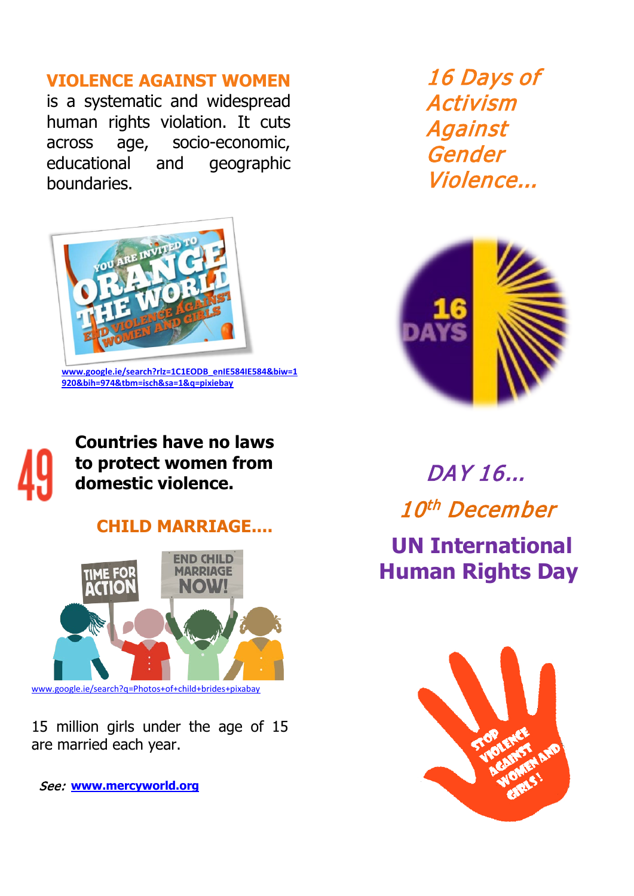**VIOLENCE AGAINST WOMEN** is a systematic and widespread human rights violation. It cuts across age, socio-economic, educational and geographic boundaries.

www.google.ie/search?rlz=1C1EODB_enIE584IE584&biw=1920&bih=974&tbm=isch&sa=1&q=pixiebay

**49 Countries have no laws to protect women from domestic violence.**

## CHILD MARRIAGE....

www.google.ie/search?q=Photos+of+child+brides+pixabay

15 million girls under the age of 15 are married each year.

*See:* **www.mercyworld.org**

*16 Days of Activism Against Gender Violence...*

*DAY 16...*

*10th December*

## UN International Human Rights Day